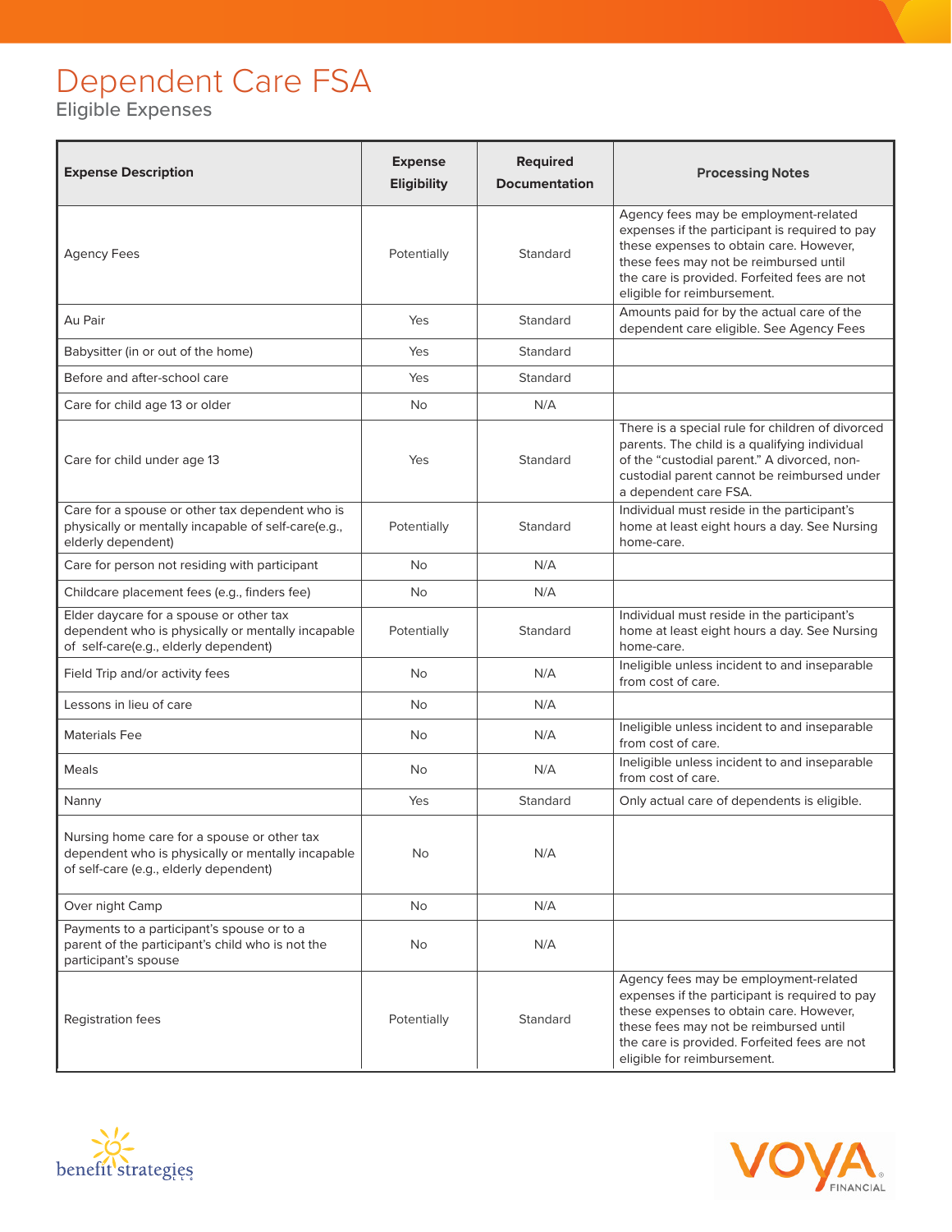# Dependent Care FSA

## Eligible Expenses

| Expense Description | Expense Eligibility | Required Documentation | Processing Notes |
|---|---|---|---|
| Agency Fees | Potentially | Standard | Agency fees may be employment-related expenses if the participant is required to pay these expenses to obtain care. However, these fees may not be reimbursed until the care is provided. Forfeited fees are not eligible for reimbursement. |
| Au Pair | Yes | Standard | Amounts paid for by the actual care of the dependent care eligible. See Agency Fees |
| Babysitter (in or out of the home) | Yes | Standard | |
| Before and after-school care | Yes | Standard | |
| Care for child age 13 or older | No | N/A | |
| Care for child under age 13 | Yes | Standard | There is a special rule for children of divorced parents. The child is a qualifying individual of the "custodial parent." A divorced, non-custodial parent cannot be reimbursed under a dependent care FSA. |
| Care for a spouse or other tax dependent who is physically or mentally incapable of self-care(e.g., elderly dependent) | Potentially | Standard | Individual must reside in the participant's home at least eight hours a day. See Nursing home-care. |
| Care for person not residing with participant | No | N/A | |
| Childcare placement fees (e.g., finders fee) | No | N/A | |
| Elder daycare for a spouse or other tax dependent who is physically or mentally incapable of self-care(e.g., elderly dependent) | Potentially | Standard | Individual must reside in the participant's home at least eight hours a day. See Nursing home-care. |
| Field Trip and/or activity fees | No | N/A | Ineligible unless incident to and inseparable from cost of care. |
| Lessons in lieu of care | No | N/A | |
| Materials Fee | No | N/A | Ineligible unless incident to and inseparable from cost of care. |
| Meals | No | N/A | Ineligible unless incident to and inseparable from cost of care. |
| Nanny | Yes | Standard | Only actual care of dependents is eligible. |
| Nursing home care for a spouse or other tax dependent who is physically or mentally incapable of self-care (e.g., elderly dependent) | No | N/A | |
| Over night Camp | No | N/A | |
| Payments to a participant's spouse or to a parent of the participant's child who is not the participant's spouse | No | N/A | |
| Registration fees | Potentially | Standard | Agency fees may be employment-related expenses if the participant is required to pay these expenses to obtain care. However, these fees may not be reimbursed until the care is provided. Forfeited fees are not eligible for reimbursement. |

benefit strategies

VOYA FINANCIAL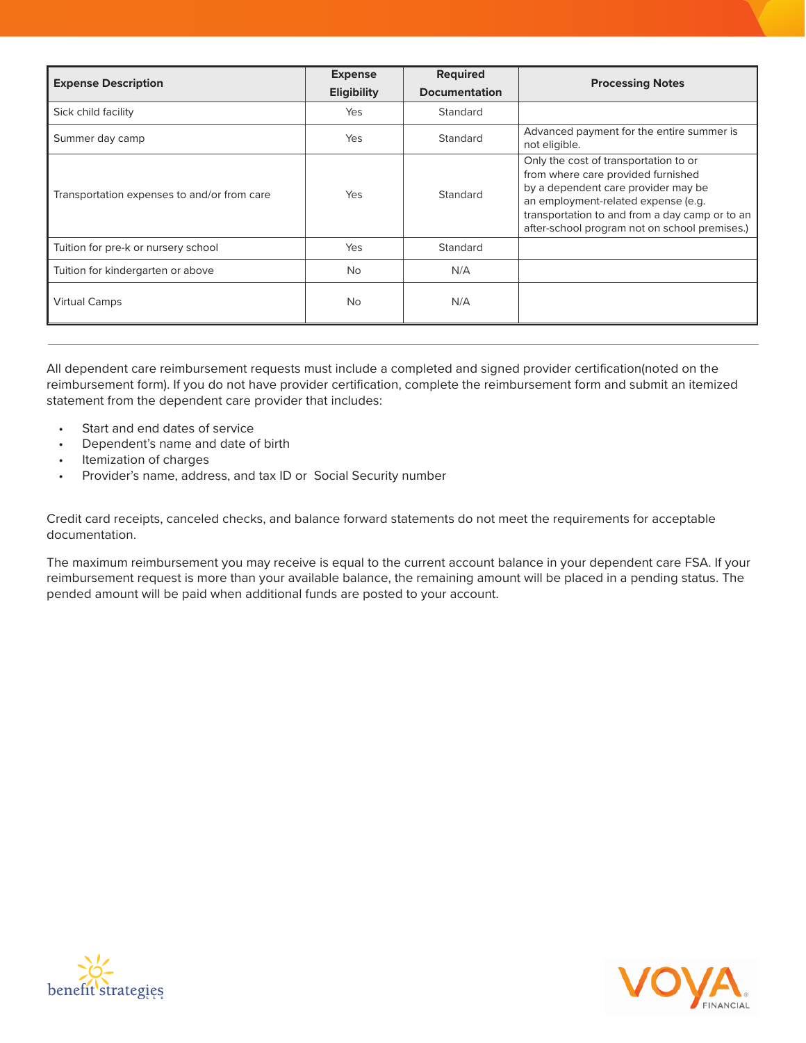| Expense Description | Expense Eligibility | Required Documentation | Processing Notes |
|---|---|---|---|
| Sick child facility | Yes | Standard | |
| Summer day camp | Yes | Standard | Advanced payment for the entire summer is not eligible. |
| Transportation expenses to and/or from care | Yes | Standard | Only the cost of transportation to or from where care provided furnished by a dependent care provider may be an employment-related expense (e.g. transportation to and from a day camp or to an after-school program not on school premises.) |
| Tuition for pre-k or nursery school | Yes | Standard | |
| Tuition for kindergarten or above | No | N/A | |
| Virtual Camps | No | N/A | |

All dependent care reimbursement requests must include a completed and signed provider certification(noted on the reimbursement form). If you do not have provider certification, complete the reimbursement form and submit an itemized statement from the dependent care provider that includes:

- Start and end dates of service
- Dependent's name and date of birth
- Itemization of charges
- Provider's name, address, and tax ID or Social Security number

Credit card receipts, canceled checks, and balance forward statements do not meet the requirements for acceptable documentation.

The maximum reimbursement you may receive is equal to the current account balance in your dependent care FSA. If your reimbursement request is more than your available balance, the remaining amount will be placed in a pending status. The pended amount will be paid when additional funds are posted to your account.